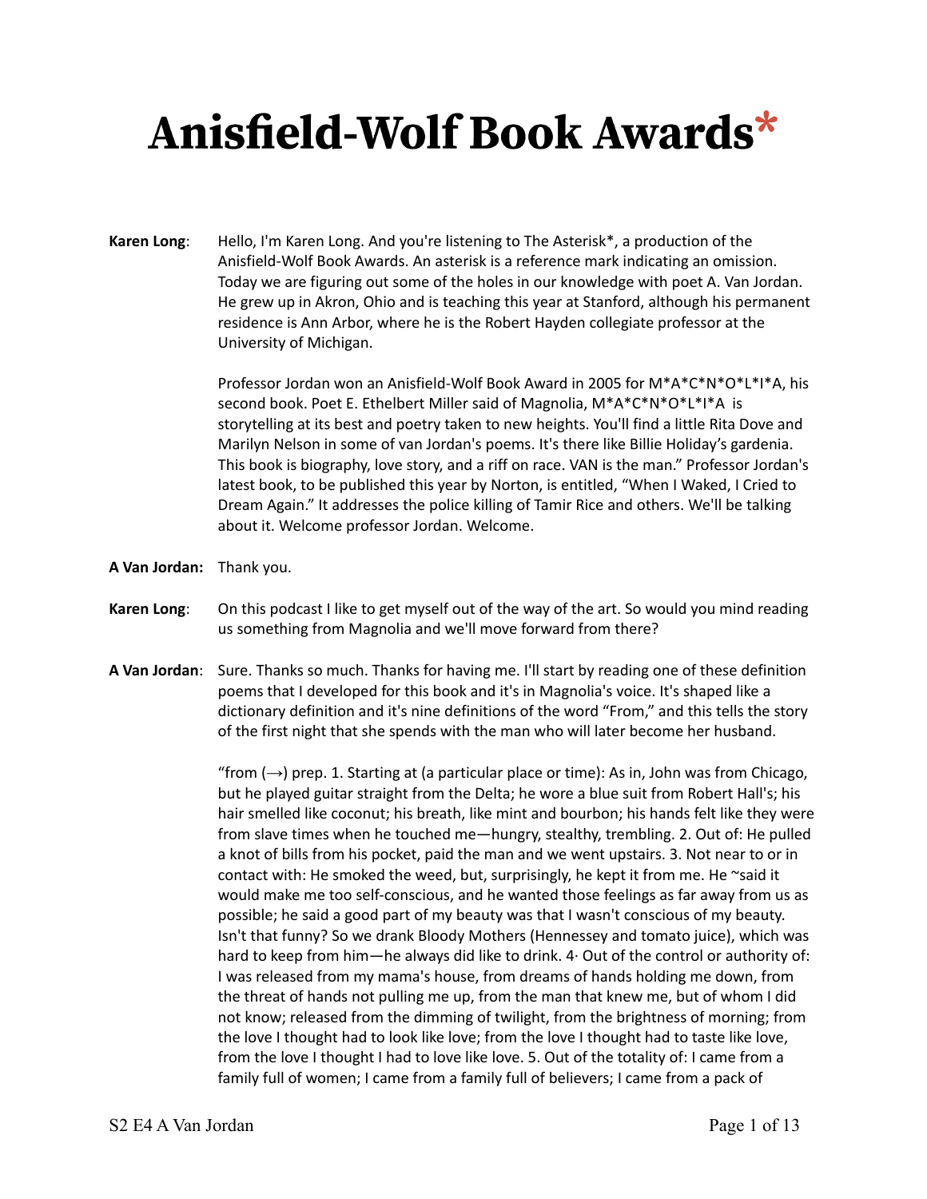# Anisfield-Wolf Book Awards*

**Karen Long**: Hello, I'm Karen Long. And you're listening to The Asterisk*, a production of the Anisfield-Wolf Book Awards. An asterisk is a reference mark indicating an omission. Today we are figuring out some of the holes in our knowledge with poet A. Van Jordan. He grew up in Akron, Ohio and is teaching this year at Stanford, although his permanent residence is Ann Arbor, where he is the Robert Hayden collegiate professor at the University of Michigan.

Professor Jordan won an Anisfield-Wolf Book Award in 2005 for M*A*C*N*O*L*I*A, his second book. Poet E. Ethelbert Miller said of Magnolia, M*A*C*N*O*L*I*A is storytelling at its best and poetry taken to new heights. You'll find a little Rita Dove and Marilyn Nelson in some of van Jordan's poems. It's there like Billie Holiday's gardenia. This book is biography, love story, and a riff on race. VAN is the man." Professor Jordan's latest book, to be published this year by Norton, is entitled, "When I Waked, I Cried to Dream Again." It addresses the police killing of Tamir Rice and others. We'll be talking about it. Welcome professor Jordan. Welcome.

**A Van Jordan:** Thank you.

**Karen Long**: On this podcast I like to get myself out of the way of the art. So would you mind reading us something from Magnolia and we'll move forward from there?

**A Van Jordan**: Sure. Thanks so much. Thanks for having me. I'll start by reading one of these definition poems that I developed for this book and it's in Magnolia's voice. It's shaped like a dictionary definition and it's nine definitions of the word "From," and this tells the story of the first night that she spends with the man who will later become her husband.

"from (→) prep. 1. Starting at (a particular place or time): As in, John was from Chicago, but he played guitar straight from the Delta; he wore a blue suit from Robert Hall's; his hair smelled like coconut; his breath, like mint and bourbon; his hands felt like they were from slave times when he touched me—hungry, stealthy, trembling. 2. Out of: He pulled a knot of bills from his pocket, paid the man and we went upstairs. 3. Not near to or in contact with: He smoked the weed, but, surprisingly, he kept it from me. He ~said it would make me too self-conscious, and he wanted those feelings as far away from us as possible; he said a good part of my beauty was that I wasn't conscious of my beauty. Isn't that funny? So we drank Bloody Mothers (Hennessey and tomato juice), which was hard to keep from him—he always did like to drink. 4· Out of the control or authority of: I was released from my mama's house, from dreams of hands holding me down, from the threat of hands not pulling me up, from the man that knew me, but of whom I did not know; released from the dimming of twilight, from the brightness of morning; from the love I thought had to look like love; from the love I thought had to taste like love, from the love I thought I had to love like love. 5. Out of the totality of: I came from a family full of women; I came from a family full of believers; I came from a pack of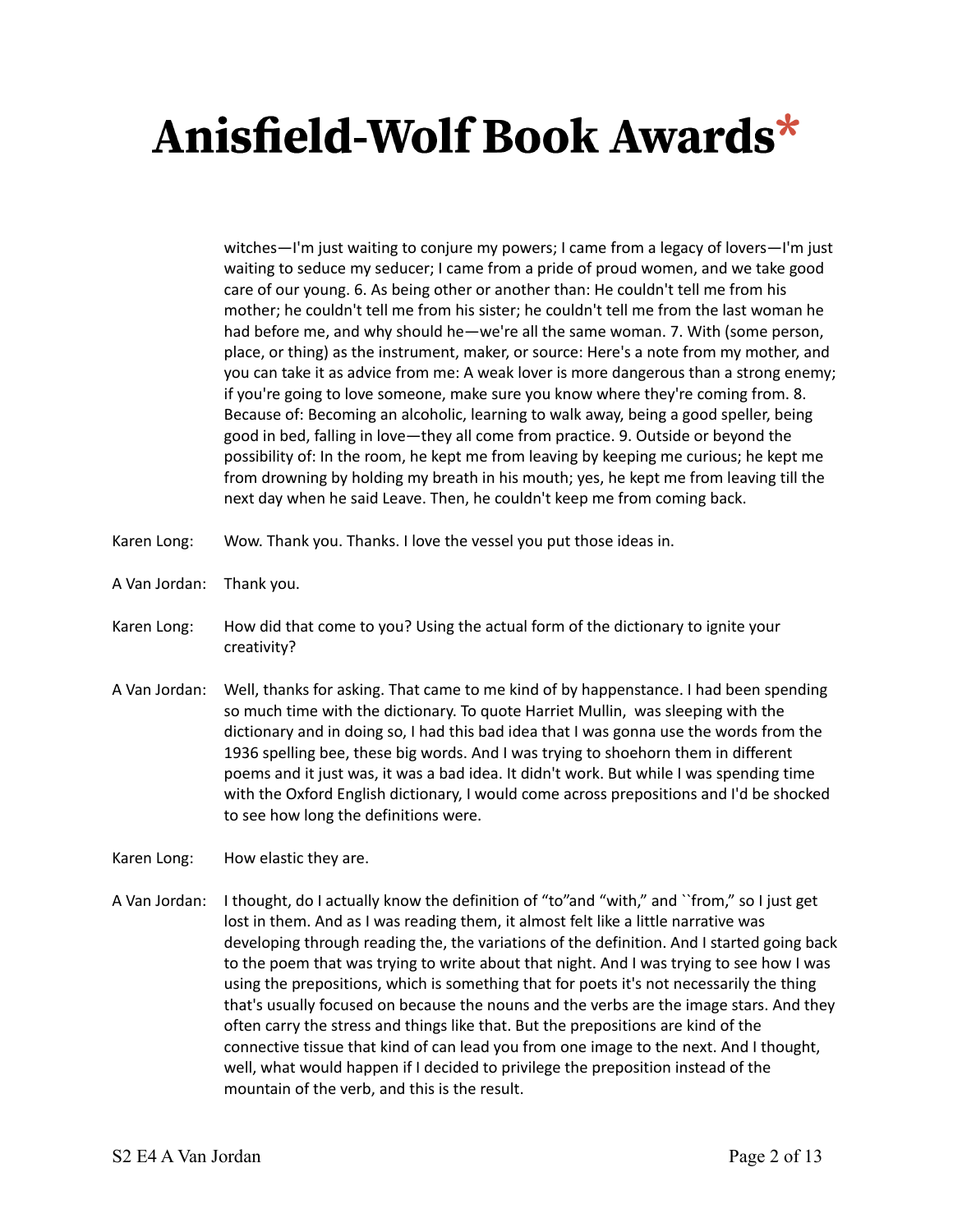witches—I'm just waiting to conjure my powers; I came from a legacy of lovers—I'm just waiting to seduce my seducer; I came from a pride of proud women, and we take good care of our young. 6. As being other or another than: He couldn't tell me from his mother; he couldn't tell me from his sister; he couldn't tell me from the last woman he had before me, and why should he—we're all the same woman. 7. With (some person, place, or thing) as the instrument, maker, or source: Here's a note from my mother, and you can take it as advice from me: A weak lover is more dangerous than a strong enemy; if you're going to love someone, make sure you know where they're coming from. 8. Because of: Becoming an alcoholic, learning to walk away, being a good speller, being good in bed, falling in love—they all come from practice. 9. Outside or beyond the possibility of: In the room, he kept me from leaving by keeping me curious; he kept me from drowning by holding my breath in his mouth; yes, he kept me from leaving till the next day when he said Leave. Then, he couldn't keep me from coming back.

Karen Long: Wow. Thank you. Thanks. I love the vessel you put those ideas in.

A Van Jordan: Thank you.

Karen Long: How did that come to you? Using the actual form of the dictionary to ignite your creativity?

A Van Jordan: Well, thanks for asking. That came to me kind of by happenstance. I had been spending so much time with the dictionary. To quote Harriet Mullin, was sleeping with the dictionary and in doing so, I had this bad idea that I was gonna use the words from the 1936 spelling bee, these big words. And I was trying to shoehorn them in different poems and it just was, it was a bad idea. It didn't work. But while I was spending time with the Oxford English dictionary, I would come across prepositions and I'd be shocked to see how long the definitions were.

Karen Long: How elastic they are.

A Van Jordan: I thought, do I actually know the definition of "to"and "with," and ``from," so I just get lost in them. And as I was reading them, it almost felt like a little narrative was developing through reading the, the variations of the definition. And I started going back to the poem that was trying to write about that night. And I was trying to see how I was using the prepositions, which is something that for poets it's not necessarily the thing that's usually focused on because the nouns and the verbs are the image stars. And they often carry the stress and things like that. But the prepositions are kind of the connective tissue that kind of can lead you from one image to the next. And I thought, well, what would happen if I decided to privilege the preposition instead of the mountain of the verb, and this is the result.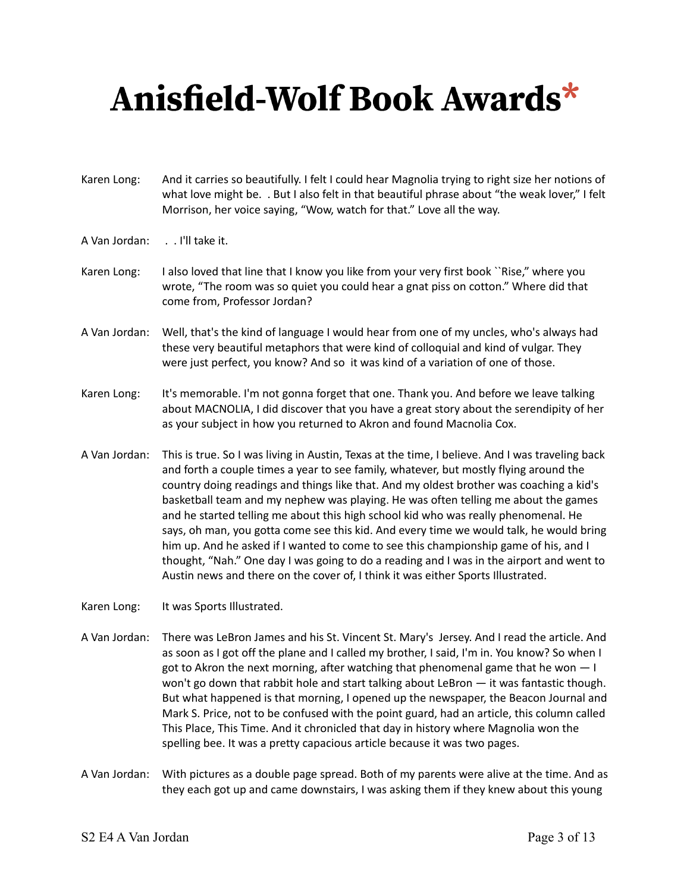# Anisfield-Wolf Book Awards*

Karen Long: And it carries so beautifully. I felt I could hear Magnolia trying to right size her notions of what love might be. . But I also felt in that beautiful phrase about "the weak lover," I felt Morrison, her voice saying, "Wow, watch for that." Love all the way.

A Van Jordan: . . I'll take it.

Karen Long: I also loved that line that I know you like from your very first book ``Rise," where you wrote, "The room was so quiet you could hear a gnat piss on cotton." Where did that come from, Professor Jordan?

A Van Jordan: Well, that's the kind of language I would hear from one of my uncles, who's always had these very beautiful metaphors that were kind of colloquial and kind of vulgar. They were just perfect, you know? And so it was kind of a variation of one of those.

Karen Long: It's memorable. I'm not gonna forget that one. Thank you. And before we leave talking about MACNOLIA, I did discover that you have a great story about the serendipity of her as your subject in how you returned to Akron and found Macnolia Cox.

A Van Jordan: This is true. So I was living in Austin, Texas at the time, I believe. And I was traveling back and forth a couple times a year to see family, whatever, but mostly flying around the country doing readings and things like that. And my oldest brother was coaching a kid's basketball team and my nephew was playing. He was often telling me about the games and he started telling me about this high school kid who was really phenomenal. He says, oh man, you gotta come see this kid. And every time we would talk, he would bring him up. And he asked if I wanted to come to see this championship game of his, and I thought, "Nah." One day I was going to do a reading and I was in the airport and went to Austin news and there on the cover of, I think it was either Sports Illustrated.

Karen Long: It was Sports Illustrated.

A Van Jordan: There was LeBron James and his St. Vincent St. Mary's Jersey. And I read the article. And as soon as I got off the plane and I called my brother, I said, I'm in. You know? So when I got to Akron the next morning, after watching that phenomenal game that he won — I won't go down that rabbit hole and start talking about LeBron — it was fantastic though. But what happened is that morning, I opened up the newspaper, the Beacon Journal and Mark S. Price, not to be confused with the point guard, had an article, this column called This Place, This Time. And it chronicled that day in history where Magnolia won the spelling bee. It was a pretty capacious article because it was two pages.

A Van Jordan: With pictures as a double page spread. Both of my parents were alive at the time. And as they each got up and came downstairs, I was asking them if they knew about this young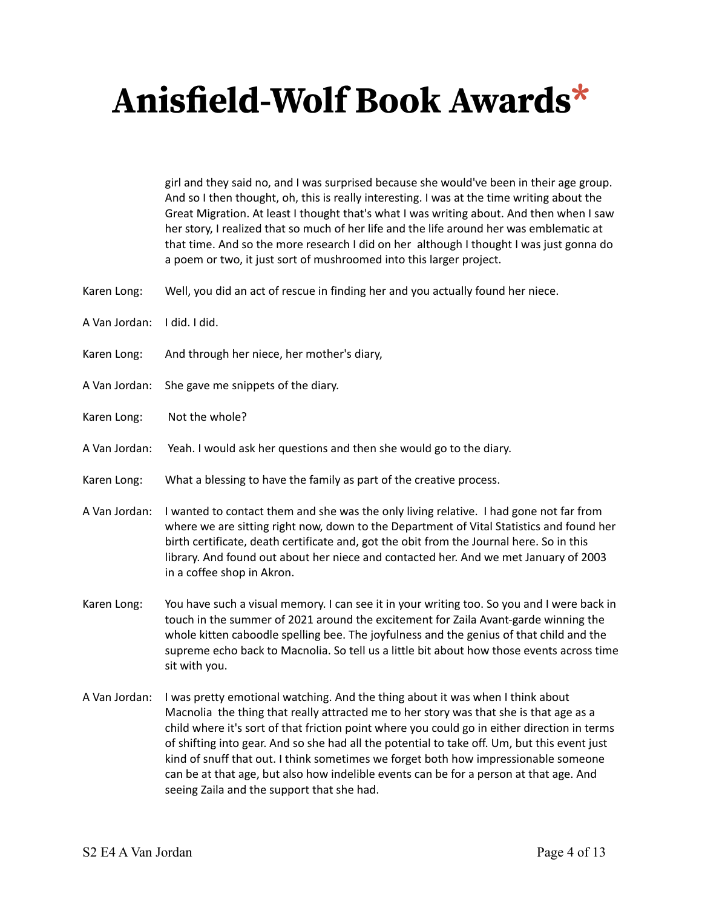girl and they said no, and I was surprised because she would've been in their age group. And so I then thought, oh, this is really interesting. I was at the time writing about the Great Migration. At least I thought that's what I was writing about. And then when I saw her story, I realized that so much of her life and the life around her was emblematic at that time. And so the more research I did on her although I thought I was just gonna do a poem or two, it just sort of mushroomed into this larger project.

Karen Long: Well, you did an act of rescue in finding her and you actually found her niece.

A Van Jordan: I did. I did.

Karen Long: And through her niece, her mother's diary,

A Van Jordan: She gave me snippets of the diary.

Karen Long: Not the whole?

A Van Jordan: Yeah. I would ask her questions and then she would go to the diary.

Karen Long: What a blessing to have the family as part of the creative process.

A Van Jordan: I wanted to contact them and she was the only living relative. I had gone not far from where we are sitting right now, down to the Department of Vital Statistics and found her birth certificate, death certificate and, got the obit from the Journal here. So in this library. And found out about her niece and contacted her. And we met January of 2003 in a coffee shop in Akron.

Karen Long: You have such a visual memory. I can see it in your writing too. So you and I were back in touch in the summer of 2021 around the excitement for Zaila Avant-garde winning the whole kitten caboodle spelling bee. The joyfulness and the genius of that child and the supreme echo back to Macnolia. So tell us a little bit about how those events across time sit with you.

A Van Jordan: I was pretty emotional watching. And the thing about it was when I think about Macnolia the thing that really attracted me to her story was that she is that age as a child where it's sort of that friction point where you could go in either direction in terms of shifting into gear. And so she had all the potential to take off. Um, but this event just kind of snuff that out. I think sometimes we forget both how impressionable someone can be at that age, but also how indelible events can be for a person at that age. And seeing Zaila and the support that she had.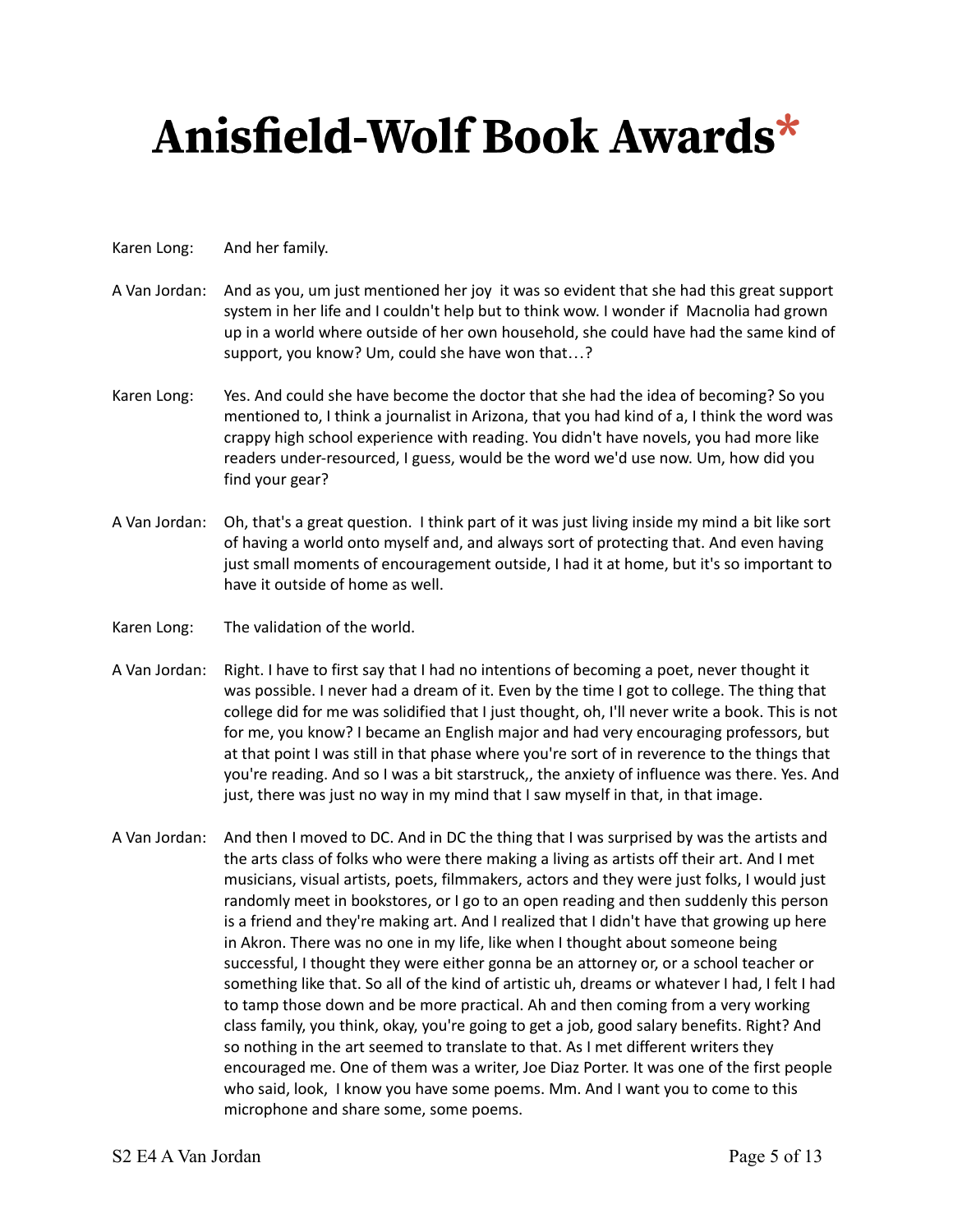Karen Long: And her family.

A Van Jordan: And as you, um just mentioned her joy it was so evident that she had this great support system in her life and I couldn't help but to think wow. I wonder if Macnolia had grown up in a world where outside of her own household, she could have had the same kind of support, you know? Um, could she have won that…?

Karen Long: Yes. And could she have become the doctor that she had the idea of becoming? So you mentioned to, I think a journalist in Arizona, that you had kind of a, I think the word was crappy high school experience with reading. You didn't have novels, you had more like readers under-resourced, I guess, would be the word we'd use now. Um, how did you find your gear?

A Van Jordan: Oh, that's a great question. I think part of it was just living inside my mind a bit like sort of having a world onto myself and, and always sort of protecting that. And even having just small moments of encouragement outside, I had it at home, but it's so important to have it outside of home as well.

Karen Long: The validation of the world.

A Van Jordan: Right. I have to first say that I had no intentions of becoming a poet, never thought it was possible. I never had a dream of it. Even by the time I got to college. The thing that college did for me was solidified that I just thought, oh, I'll never write a book. This is not for me, you know? I became an English major and had very encouraging professors, but at that point I was still in that phase where you're sort of in reverence to the things that you're reading. And so I was a bit starstruck,, the anxiety of influence was there. Yes. And just, there was just no way in my mind that I saw myself in that, in that image.

A Van Jordan: And then I moved to DC. And in DC the thing that I was surprised by was the artists and the arts class of folks who were there making a living as artists off their art. And I met musicians, visual artists, poets, filmmakers, actors and they were just folks, I would just randomly meet in bookstores, or I go to an open reading and then suddenly this person is a friend and they're making art. And I realized that I didn't have that growing up here in Akron. There was no one in my life, like when I thought about someone being successful, I thought they were either gonna be an attorney or, or a school teacher or something like that. So all of the kind of artistic uh, dreams or whatever I had, I felt I had to tamp those down and be more practical. Ah and then coming from a very working class family, you think, okay, you're going to get a job, good salary benefits. Right? And so nothing in the art seemed to translate to that. As I met different writers they encouraged me. One of them was a writer, Joe Diaz Porter. It was one of the first people who said, look, I know you have some poems. Mm. And I want you to come to this microphone and share some, some poems.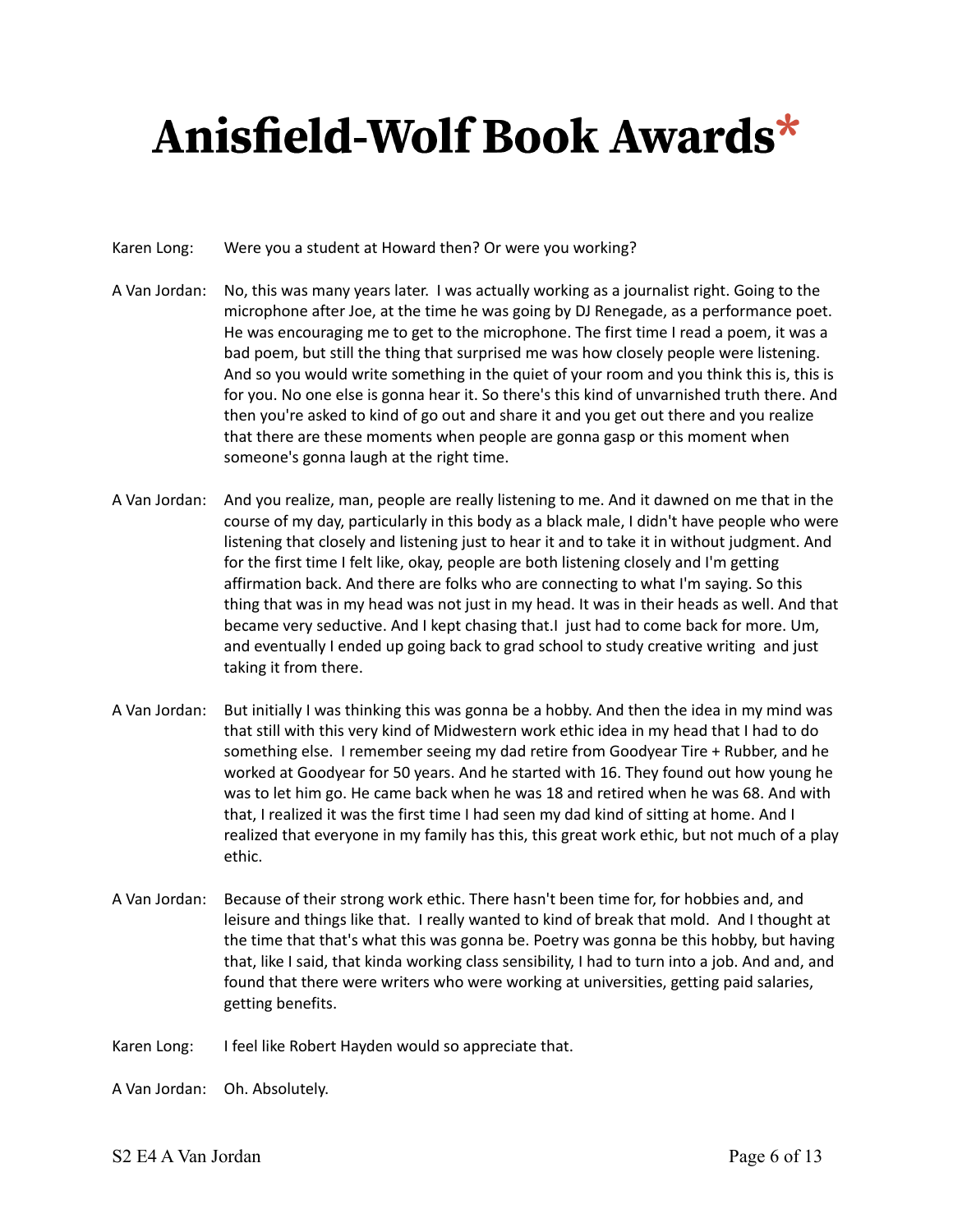Karen Long: Were you a student at Howard then? Or were you working?

A Van Jordan: No, this was many years later. I was actually working as a journalist right. Going to the microphone after Joe, at the time he was going by DJ Renegade, as a performance poet. He was encouraging me to get to the microphone. The first time I read a poem, it was a bad poem, but still the thing that surprised me was how closely people were listening. And so you would write something in the quiet of your room and you think this is, this is for you. No one else is gonna hear it. So there's this kind of unvarnished truth there. And then you're asked to kind of go out and share it and you get out there and you realize that there are these moments when people are gonna gasp or this moment when someone's gonna laugh at the right time.

A Van Jordan: And you realize, man, people are really listening to me. And it dawned on me that in the course of my day, particularly in this body as a black male, I didn't have people who were listening that closely and listening just to hear it and to take it in without judgment. And for the first time I felt like, okay, people are both listening closely and I'm getting affirmation back. And there are folks who are connecting to what I'm saying. So this thing that was in my head was not just in my head. It was in their heads as well. And that became very seductive. And I kept chasing that.I just had to come back for more. Um, and eventually I ended up going back to grad school to study creative writing and just taking it from there.

A Van Jordan: But initially I was thinking this was gonna be a hobby. And then the idea in my mind was that still with this very kind of Midwestern work ethic idea in my head that I had to do something else. I remember seeing my dad retire from Goodyear Tire + Rubber, and he worked at Goodyear for 50 years. And he started with 16. They found out how young he was to let him go. He came back when he was 18 and retired when he was 68. And with that, I realized it was the first time I had seen my dad kind of sitting at home. And I realized that everyone in my family has this, this great work ethic, but not much of a play ethic.

A Van Jordan: Because of their strong work ethic. There hasn't been time for, for hobbies and, and leisure and things like that. I really wanted to kind of break that mold. And I thought at the time that that's what this was gonna be. Poetry was gonna be this hobby, but having that, like I said, that kinda working class sensibility, I had to turn into a job. And and, and found that there were writers who were working at universities, getting paid salaries, getting benefits.

Karen Long: I feel like Robert Hayden would so appreciate that.

A Van Jordan: Oh. Absolutely.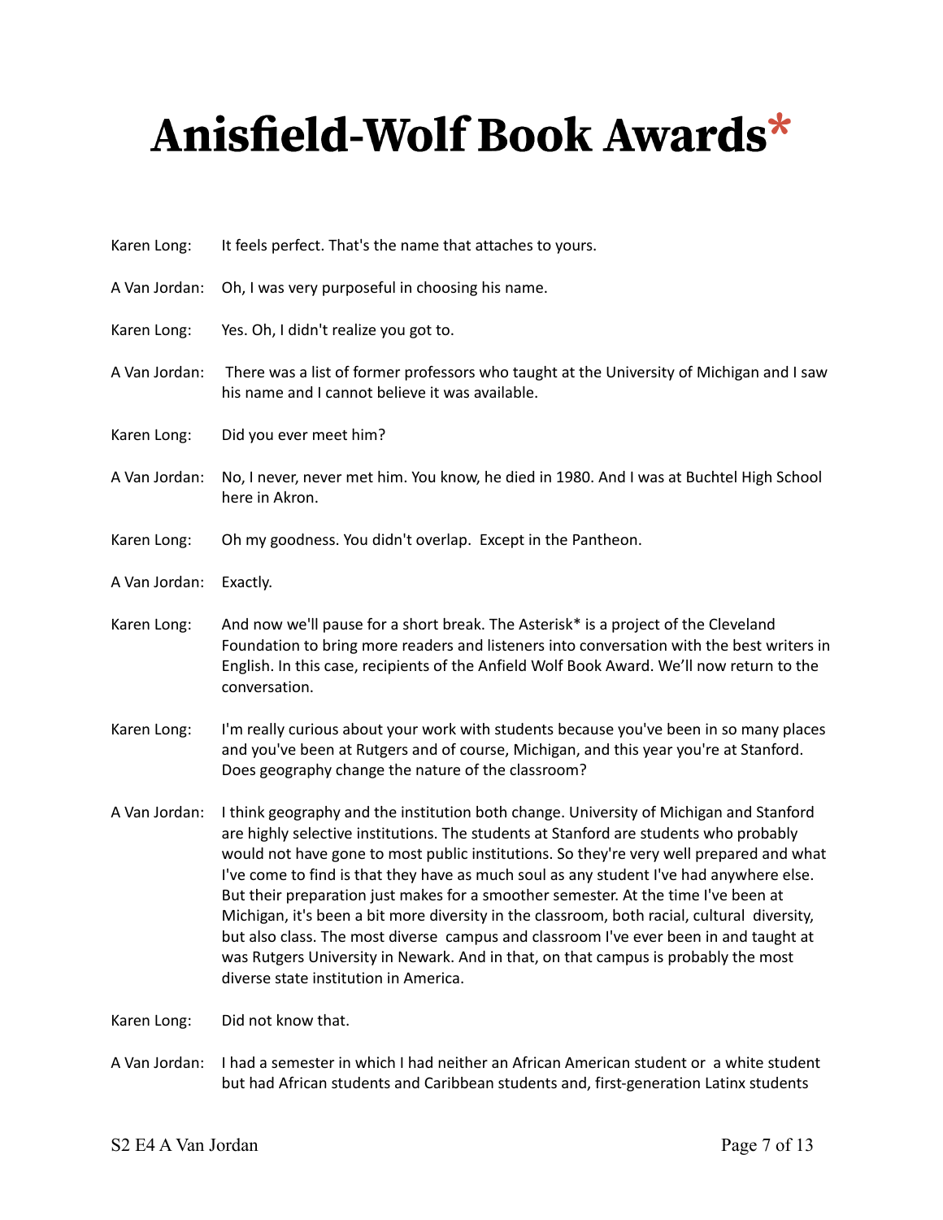# Anisfield-Wolf Book Awards*

Karen Long: It feels perfect. That's the name that attaches to yours.

A Van Jordan: Oh, I was very purposeful in choosing his name.

Karen Long: Yes. Oh, I didn't realize you got to.

A Van Jordan: There was a list of former professors who taught at the University of Michigan and I saw his name and I cannot believe it was available.

Karen Long: Did you ever meet him?

A Van Jordan: No, I never, never met him. You know, he died in 1980. And I was at Buchtel High School here in Akron.

Karen Long: Oh my goodness. You didn't overlap. Except in the Pantheon.

A Van Jordan: Exactly.

Karen Long: And now we'll pause for a short break. The Asterisk* is a project of the Cleveland Foundation to bring more readers and listeners into conversation with the best writers in English. In this case, recipients of the Anfield Wolf Book Award. We'll now return to the conversation.

Karen Long: I'm really curious about your work with students because you've been in so many places and you've been at Rutgers and of course, Michigan, and this year you're at Stanford. Does geography change the nature of the classroom?

A Van Jordan: I think geography and the institution both change. University of Michigan and Stanford are highly selective institutions. The students at Stanford are students who probably would not have gone to most public institutions. So they're very well prepared and what I've come to find is that they have as much soul as any student I've had anywhere else. But their preparation just makes for a smoother semester. At the time I've been at Michigan, it's been a bit more diversity in the classroom, both racial, cultural diversity, but also class. The most diverse campus and classroom I've ever been in and taught at was Rutgers University in Newark. And in that, on that campus is probably the most diverse state institution in America.

Karen Long: Did not know that.

A Van Jordan: I had a semester in which I had neither an African American student or a white student but had African students and Caribbean students and, first-generation Latinx students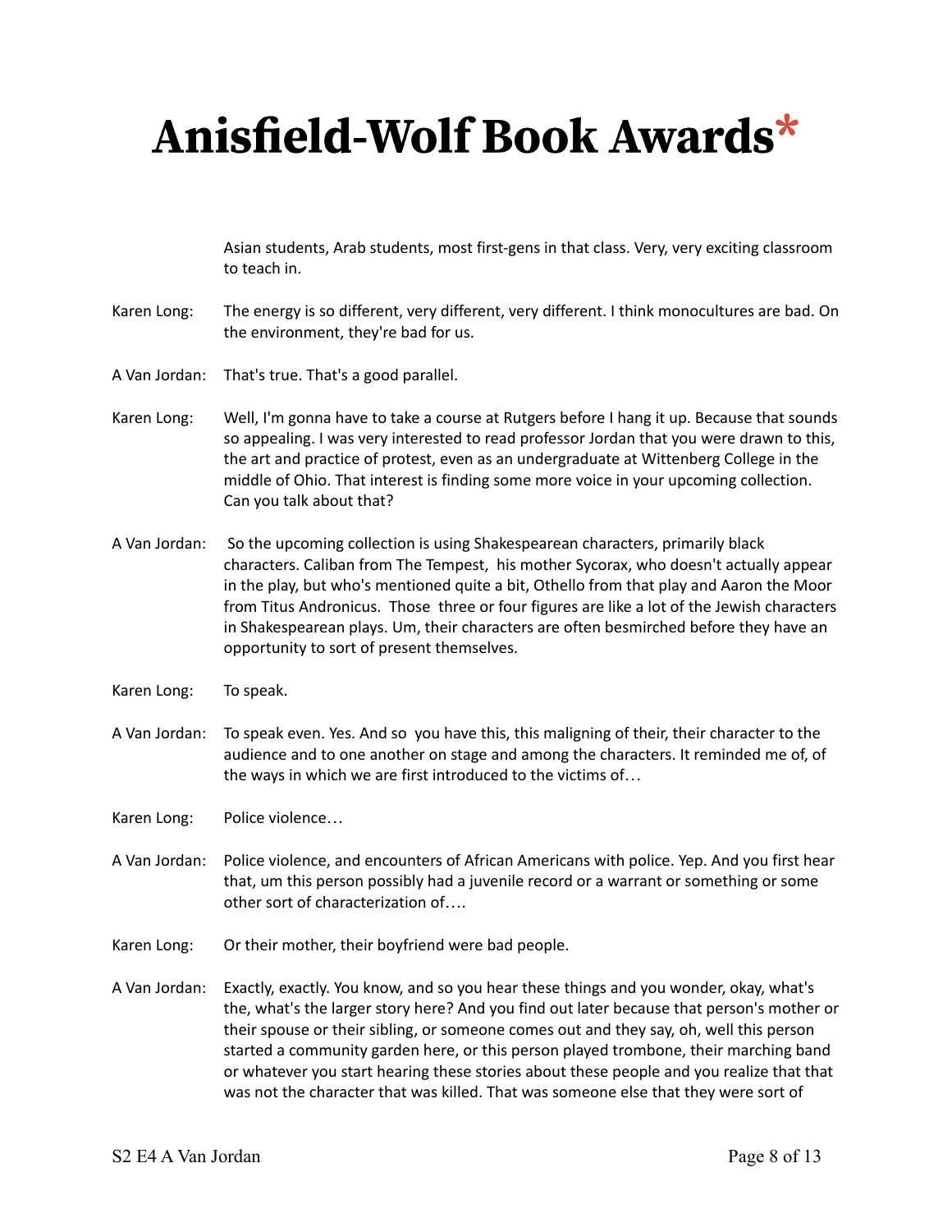Asian students, Arab students, most first-gens in that class. Very, very exciting classroom to teach in.

Karen Long: The energy is so different, very different, very different. I think monocultures are bad. On the environment, they're bad for us.

A Van Jordan: That's true. That's a good parallel.

Karen Long: Well, I'm gonna have to take a course at Rutgers before I hang it up. Because that sounds so appealing. I was very interested to read professor Jordan that you were drawn to this, the art and practice of protest, even as an undergraduate at Wittenberg College in the middle of Ohio. That interest is finding some more voice in your upcoming collection. Can you talk about that?

A Van Jordan: So the upcoming collection is using Shakespearean characters, primarily black characters. Caliban from The Tempest, his mother Sycorax, who doesn't actually appear in the play, but who's mentioned quite a bit, Othello from that play and Aaron the Moor from Titus Andronicus. Those three or four figures are like a lot of the Jewish characters in Shakespearean plays. Um, their characters are often besmirched before they have an opportunity to sort of present themselves.

Karen Long: To speak.

A Van Jordan: To speak even. Yes. And so you have this, this maligning of their, their character to the audience and to one another on stage and among the characters. It reminded me of, of the ways in which we are first introduced to the victims of…

Karen Long: Police violence…

A Van Jordan: Police violence, and encounters of African Americans with police. Yep. And you first hear that, um this person possibly had a juvenile record or a warrant or something or some other sort of characterization of….

Karen Long: Or their mother, their boyfriend were bad people.

A Van Jordan: Exactly, exactly. You know, and so you hear these things and you wonder, okay, what's the, what's the larger story here? And you find out later because that person's mother or their spouse or their sibling, or someone comes out and they say, oh, well this person started a community garden here, or this person played trombone, their marching band or whatever you start hearing these stories about these people and you realize that that was not the character that was killed. That was someone else that they were sort of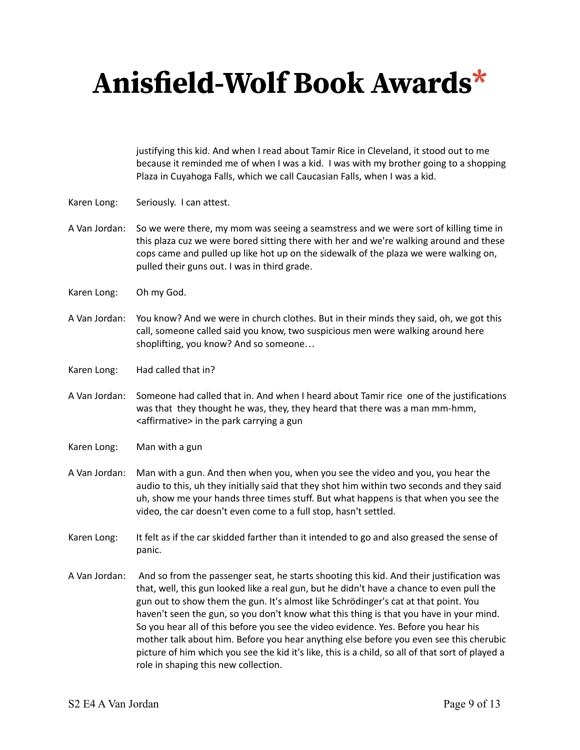justifying this kid. And when I read about Tamir Rice in Cleveland, it stood out to me because it reminded me of when I was a kid. I was with my brother going to a shopping Plaza in Cuyahoga Falls, which we call Caucasian Falls, when I was a kid.

Karen Long: Seriously. I can attest.

A Van Jordan: So we were there, my mom was seeing a seamstress and we were sort of killing time in this plaza cuz we were bored sitting there with her and we're walking around and these cops came and pulled up like hot up on the sidewalk of the plaza we were walking on, pulled their guns out. I was in third grade.

Karen Long: Oh my God.

A Van Jordan: You know? And we were in church clothes. But in their minds they said, oh, we got this call, someone called said you know, two suspicious men were walking around here shoplifting, you know? And so someone…

Karen Long: Had called that in?

A Van Jordan: Someone had called that in. And when I heard about Tamir rice one of the justifications was that they thought he was, they, they heard that there was a man mm-hmm, <affirmative> in the park carrying a gun

Karen Long: Man with a gun

A Van Jordan: Man with a gun. And then when you, when you see the video and you, you hear the audio to this, uh they initially said that they shot him within two seconds and they said uh, show me your hands three times stuff. But what happens is that when you see the video, the car doesn't even come to a full stop, hasn't settled.

Karen Long: It felt as if the car skidded farther than it intended to go and also greased the sense of panic.

A Van Jordan: And so from the passenger seat, he starts shooting this kid. And their justification was that, well, this gun looked like a real gun, but he didn't have a chance to even pull the gun out to show them the gun. It's almost like Schrödinger's cat at that point. You haven't seen the gun, so you don't know what this thing is that you have in your mind. So you hear all of this before you see the video evidence. Yes. Before you hear his mother talk about him. Before you hear anything else before you even see this cherubic picture of him which you see the kid it's like, this is a child, so all of that sort of played a role in shaping this new collection.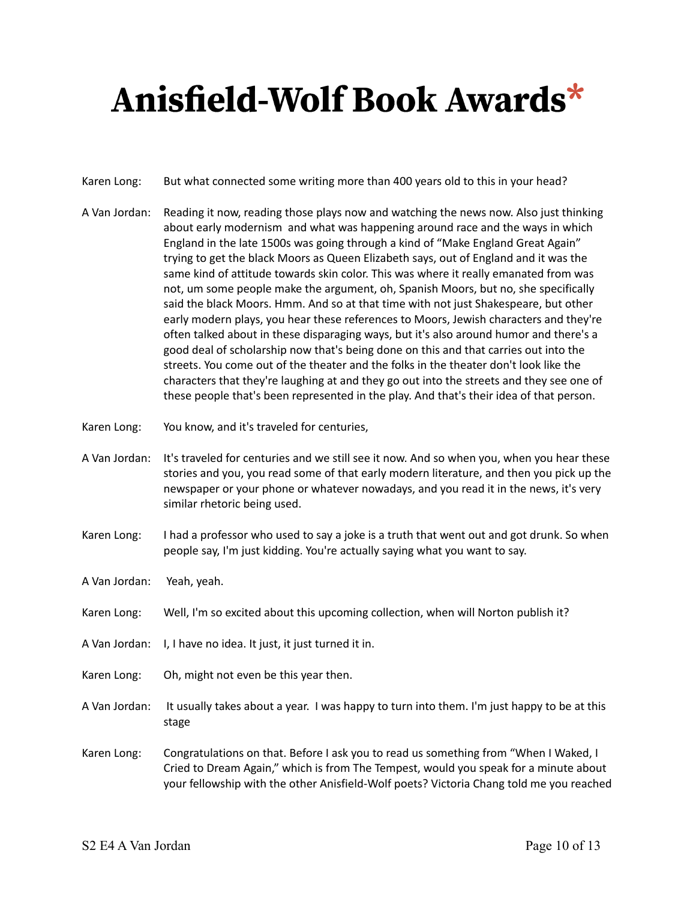# Anisfield-Wolf Book Awards*

Karen Long: But what connected some writing more than 400 years old to this in your head?

A Van Jordan: Reading it now, reading those plays now and watching the news now. Also just thinking about early modernism and what was happening around race and the ways in which England in the late 1500s was going through a kind of "Make England Great Again" trying to get the black Moors as Queen Elizabeth says, out of England and it was the same kind of attitude towards skin color. This was where it really emanated from was not, um some people make the argument, oh, Spanish Moors, but no, she specifically said the black Moors. Hmm. And so at that time with not just Shakespeare, but other early modern plays, you hear these references to Moors, Jewish characters and they're often talked about in these disparaging ways, but it's also around humor and there's a good deal of scholarship now that's being done on this and that carries out into the streets. You come out of the theater and the folks in the theater don't look like the characters that they're laughing at and they go out into the streets and they see one of these people that's been represented in the play. And that's their idea of that person.

Karen Long: You know, and it's traveled for centuries,

A Van Jordan: It's traveled for centuries and we still see it now. And so when you, when you hear these stories and you, you read some of that early modern literature, and then you pick up the newspaper or your phone or whatever nowadays, and you read it in the news, it's very similar rhetoric being used.

Karen Long: I had a professor who used to say a joke is a truth that went out and got drunk. So when people say, I'm just kidding. You're actually saying what you want to say.

A Van Jordan: Yeah, yeah.

Karen Long: Well, I'm so excited about this upcoming collection, when will Norton publish it?

A Van Jordan: I, I have no idea. It just, it just turned it in.

Karen Long: Oh, might not even be this year then.

A Van Jordan: It usually takes about a year. I was happy to turn into them. I'm just happy to be at this stage

Karen Long: Congratulations on that. Before I ask you to read us something from "When I Waked, I Cried to Dream Again," which is from The Tempest, would you speak for a minute about your fellowship with the other Anisfield-Wolf poets? Victoria Chang told me you reached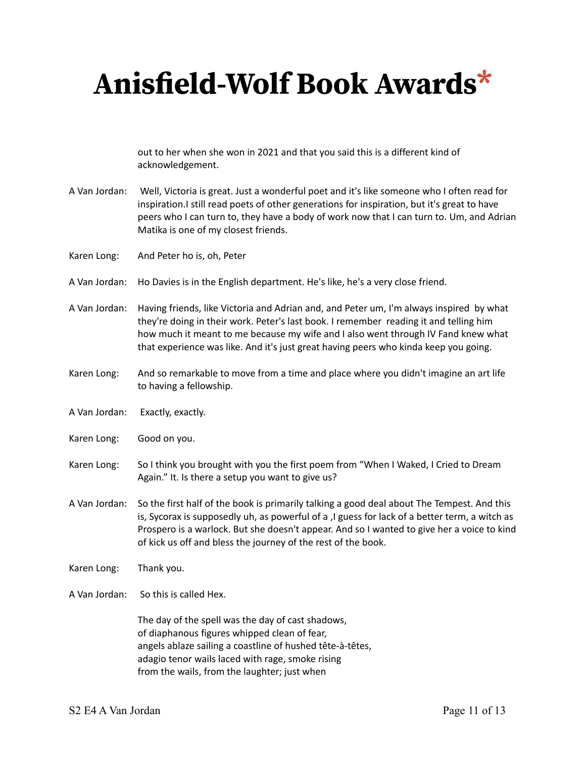out to her when she won in 2021 and that you said this is a different kind of acknowledgement.

A Van Jordan: Well, Victoria is great. Just a wonderful poet and it's like someone who I often read for inspiration.I still read poets of other generations for inspiration, but it's great to have peers who I can turn to, they have a body of work now that I can turn to. Um, and Adrian Matika is one of my closest friends.

Karen Long: And Peter ho is, oh, Peter

A Van Jordan: Ho Davies is in the English department. He's like, he's a very close friend.

A Van Jordan: Having friends, like Victoria and Adrian and, and Peter um, I'm always inspired by what they're doing in their work. Peter's last book. I remember reading it and telling him how much it meant to me because my wife and I also went through IV Fand knew what that experience was like. And it's just great having peers who kinda keep you going.

Karen Long: And so remarkable to move from a time and place where you didn't imagine an art life to having a fellowship.

A Van Jordan: Exactly, exactly.

Karen Long: Good on you.

Karen Long: So I think you brought with you the first poem from "When I Waked, I Cried to Dream Again." It. Is there a setup you want to give us?

A Van Jordan: So the first half of the book is primarily talking a good deal about The Tempest. And this is, Sycorax is supposedly uh, as powerful of a ,I guess for lack of a better term, a witch as Prospero is a warlock. But she doesn't appear. And so I wanted to give her a voice to kind of kick us off and bless the journey of the rest of the book.

Karen Long: Thank you.

A Van Jordan: So this is called Hex.

The day of the spell was the day of cast shadows,  
of diaphanous figures whipped clean of fear,  
angels ablaze sailing a coastline of hushed tête-à-têtes,  
adagio tenor wails laced with rage, smoke rising  
from the wails, from the laughter; just when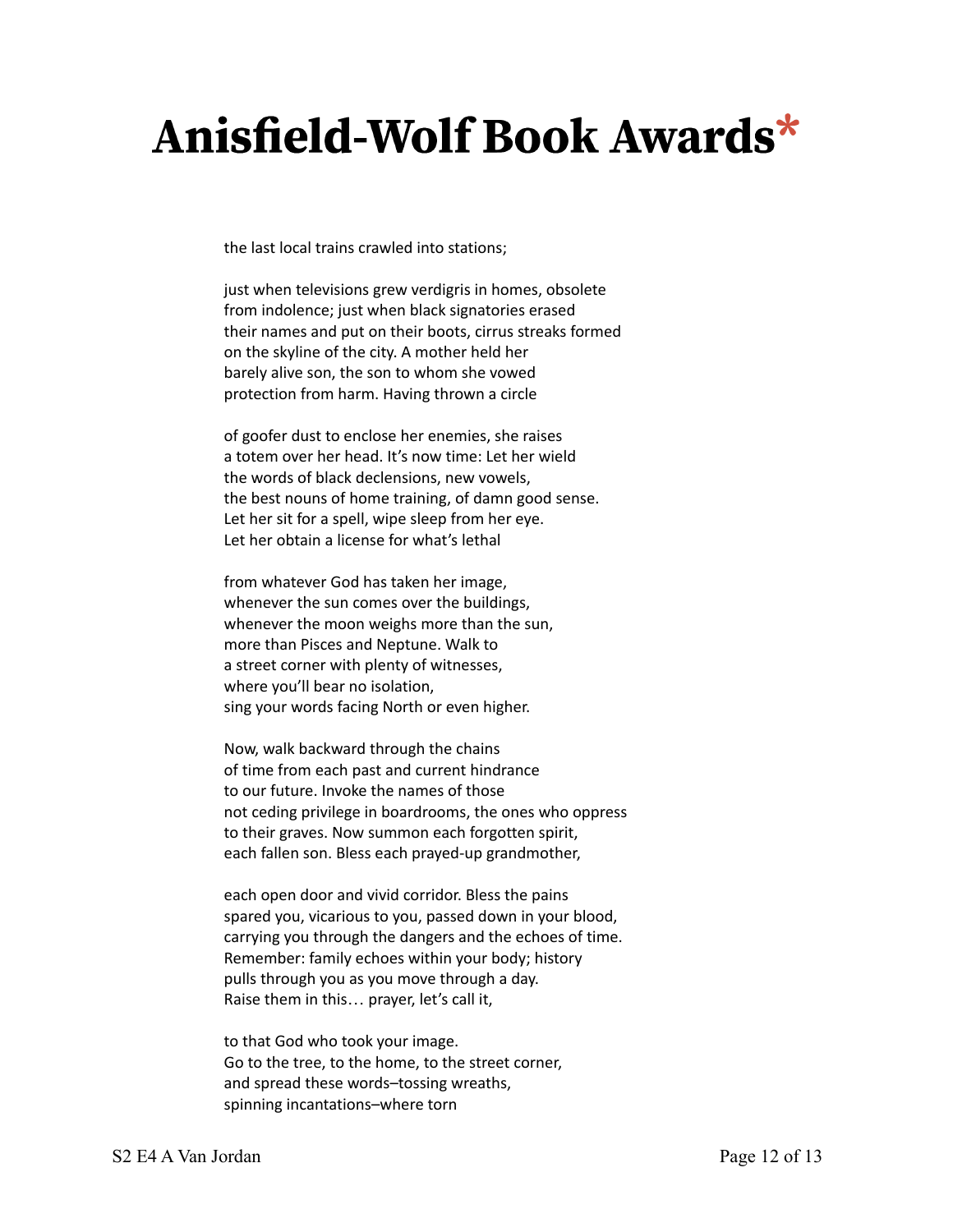the last local trains crawled into stations;

just when televisions grew verdigris in homes, obsolete
from indolence; just when black signatories erased
their names and put on their boots, cirrus streaks formed
on the skyline of the city. A mother held her
barely alive son, the son to whom she vowed
protection from harm. Having thrown a circle

of goofer dust to enclose her enemies, she raises
a totem over her head. It's now time: Let her wield
the words of black declensions, new vowels,
the best nouns of home training, of damn good sense.
Let her sit for a spell, wipe sleep from her eye.
Let her obtain a license for what's lethal

from whatever God has taken her image,
whenever the sun comes over the buildings,
whenever the moon weighs more than the sun,
more than Pisces and Neptune. Walk to
a street corner with plenty of witnesses,
where you'll bear no isolation,
sing your words facing North or even higher.

Now, walk backward through the chains
of time from each past and current hindrance
to our future. Invoke the names of those
not ceding privilege in boardrooms, the ones who oppress
to their graves. Now summon each forgotten spirit,
each fallen son. Bless each prayed-up grandmother,

each open door and vivid corridor. Bless the pains
spared you, vicarious to you, passed down in your blood,
carrying you through the dangers and the echoes of time.
Remember: family echoes within your body; history
pulls through you as you move through a day.
Raise them in this… prayer, let's call it,

to that God who took your image.
Go to the tree, to the home, to the street corner,
and spread these words–tossing wreaths,
spinning incantations–where torn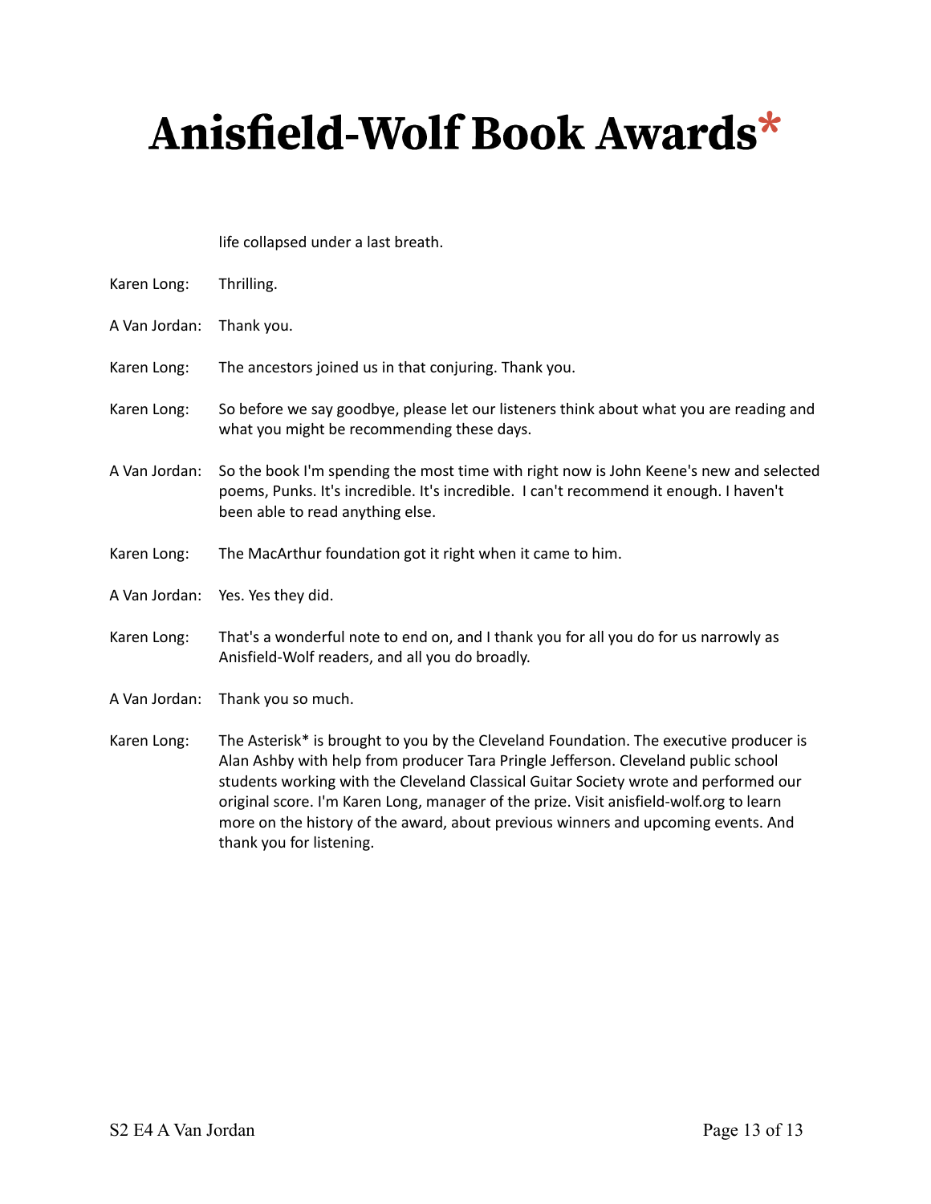life collapsed under a last breath.

Karen Long: Thrilling.

A Van Jordan: Thank you.

Karen Long: The ancestors joined us in that conjuring. Thank you.

Karen Long: So before we say goodbye, please let our listeners think about what you are reading and what you might be recommending these days.

A Van Jordan: So the book I'm spending the most time with right now is John Keene's new and selected poems, Punks. It's incredible. It's incredible. I can't recommend it enough. I haven't been able to read anything else.

Karen Long: The MacArthur foundation got it right when it came to him.

A Van Jordan: Yes. Yes they did.

Karen Long: That's a wonderful note to end on, and I thank you for all you do for us narrowly as Anisfield-Wolf readers, and all you do broadly.

A Van Jordan: Thank you so much.

Karen Long: The Asterisk* is brought to you by the Cleveland Foundation. The executive producer is Alan Ashby with help from producer Tara Pringle Jefferson. Cleveland public school students working with the Cleveland Classical Guitar Society wrote and performed our original score. I'm Karen Long, manager of the prize. Visit anisfield-wolf.org to learn more on the history of the award, about previous winners and upcoming events. And thank you for listening.